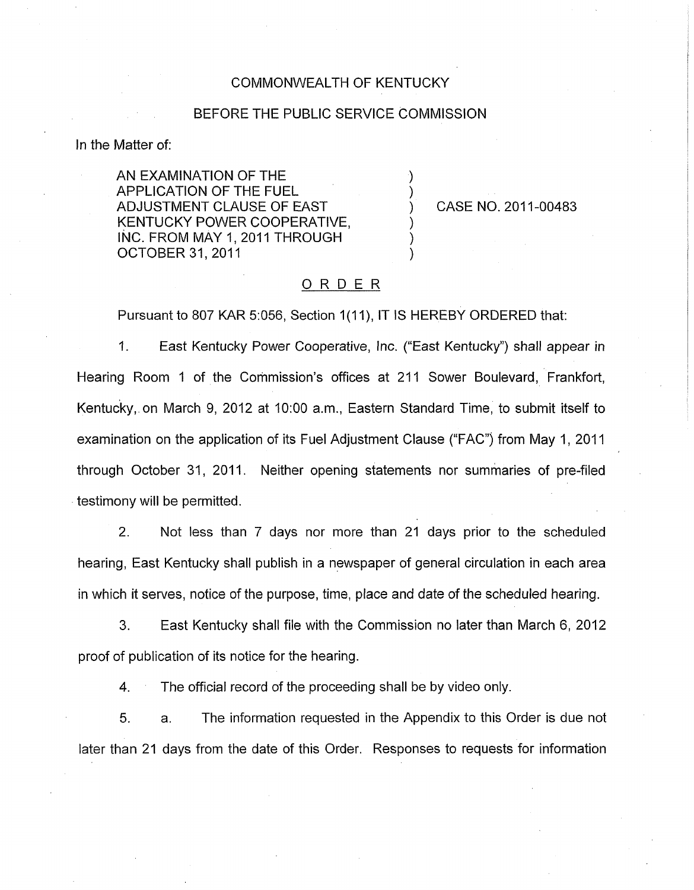COMMONWEALTH OF KENTUCKY

BEFORE THE PUBLIC SERVICE COMMISSION

In the Matter of:

| | | |
|---|---|---|
| AN EXAMINATION OF THE APPLICATION OF THE FUEL ADJUSTMENT CLAUSE OF EAST KENTUCKY POWER COOPERATIVE, INC. FROM MAY 1, 2011 THROUGH OCTOBER 31, 2011 | ) | CASE NO. 2011-00483 |

## ORDER

Pursuant to 807 KAR 5:056, Section 1(11), IT IS HEREBY ORDERED that:

1. East Kentucky Power Cooperative, Inc. ("East Kentucky") shall appear in Hearing Room 1 of the Commission's offices at 211 Sower Boulevard, Frankfort, Kentucky, on March 9, 2012 at 10:00 a.m., Eastern Standard Time, to submit itself to examination on the application of its Fuel Adjustment Clause ("FAC") from May 1, 2011 through October 31, 2011. Neither opening statements nor summaries of pre-filed testimony will be permitted.

2. Not less than 7 days nor more than 21 days prior to the scheduled hearing, East Kentucky shall publish in a newspaper of general circulation in each area in which it serves, notice of the purpose, time, place and date of the scheduled hearing.

3. East Kentucky shall file with the Commission no later than March 6, 2012 proof of publication of its notice for the hearing.

4. The official record of the proceeding shall be by video only.

5. a. The information requested in the Appendix to this Order is due not later than 21 days from the date of this Order. Responses to requests for information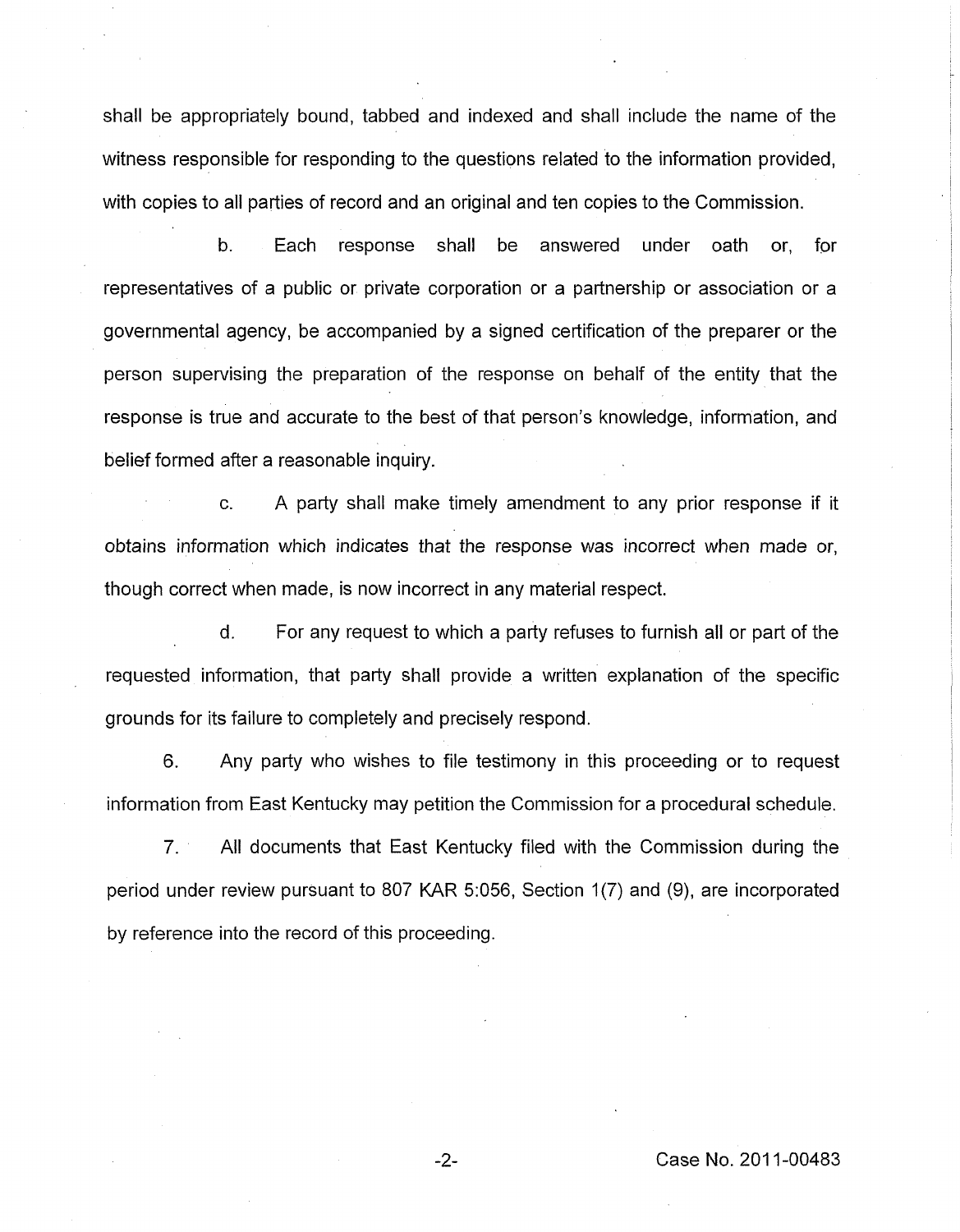shall be appropriately bound, tabbed and indexed and shall include the name of the witness responsible for responding to the questions related to the information provided, with copies to all parties of record and an original and ten copies to the Commission.

b. Each response shall be answered under oath or, for representatives of a public or private corporation or a partnership or association or a governmental agency, be accompanied by a signed certification of the preparer or the person supervising the preparation of the response on behalf of the entity that the response is true and accurate to the best of that person's knowledge, information, and belief formed after a reasonable inquiry.

c. A party shall make timely amendment to any prior response if it obtains information which indicates that the response was incorrect when made or, though correct when made, is now incorrect in any material respect.

d. For any request to which a party refuses to furnish all or part of the requested information, that party shall provide a written explanation of the specific grounds for its failure to completely and precisely respond.

6. Any party who wishes to file testimony in this proceeding or to request information from East Kentucky may petition the Commission for a procedural schedule.

7. All documents that East Kentucky filed with the Commission during the period under review pursuant to 807 KAR 5:056, Section 1(7) and (9), are incorporated by reference into the record of this proceeding.

Case No. 2011-00483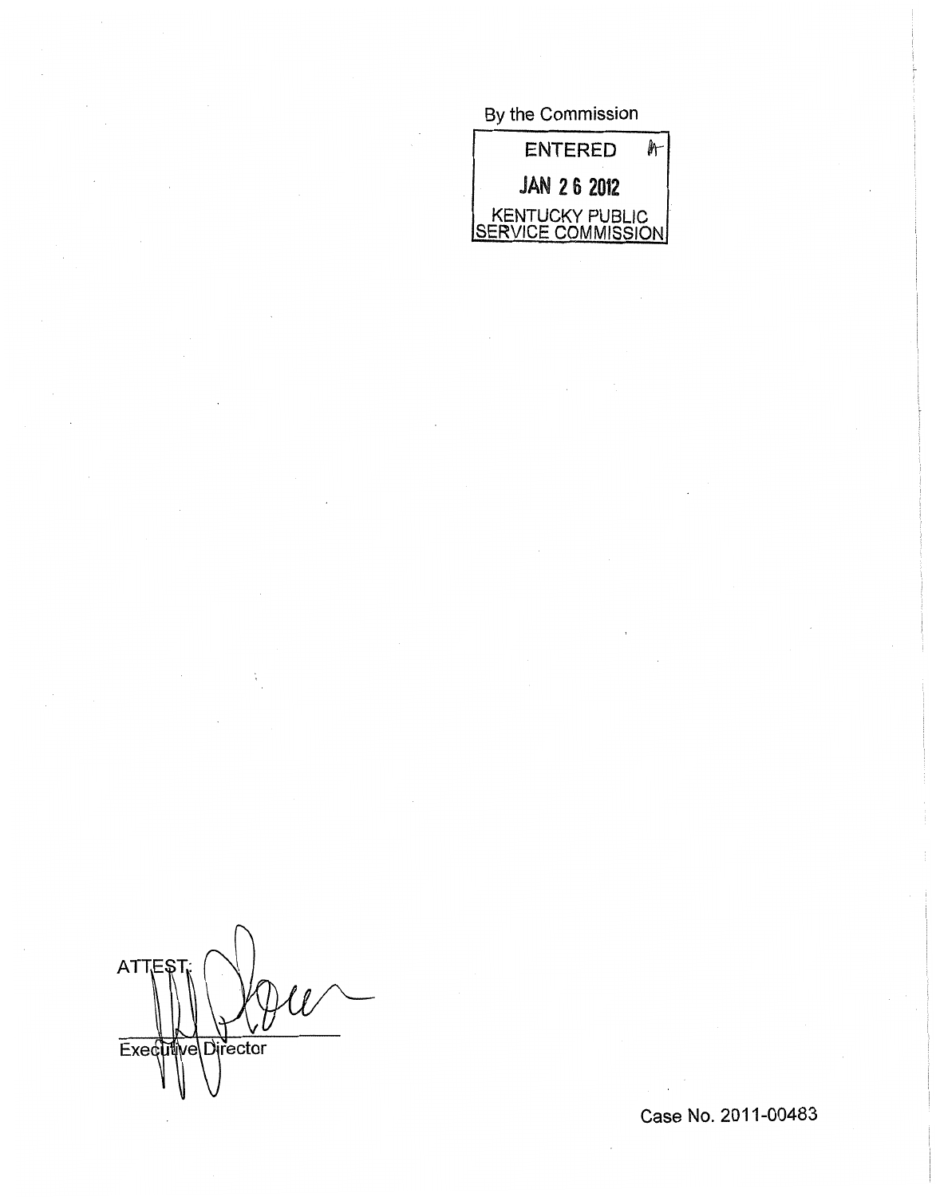By the Commission

ENTERED

JAN 26 2012

KENTUCKY PUBLIC SERVICE COMMISSION

ATTEST:

Executive Director

Case No. 2011-00483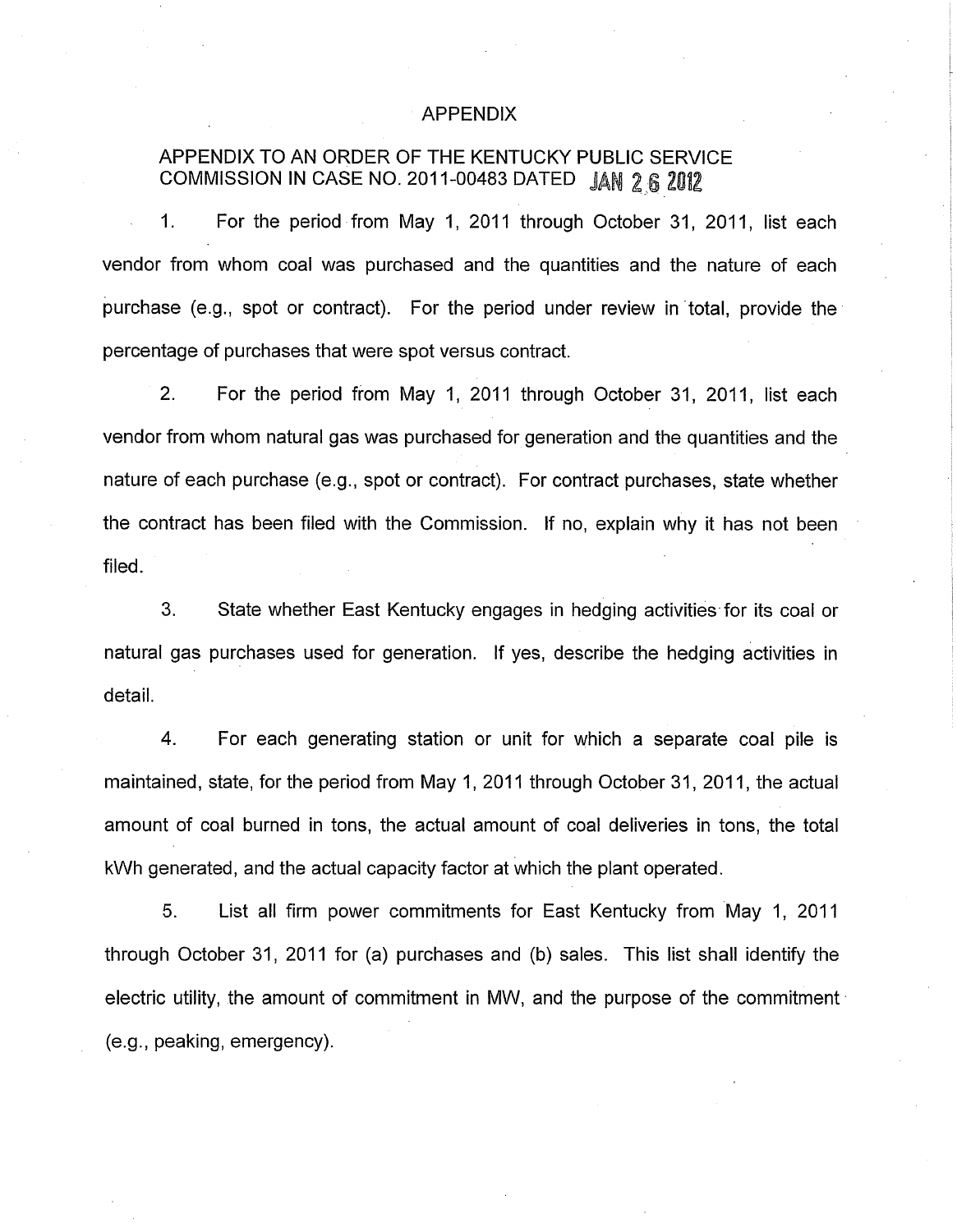# APPENDIX

## APPENDIX TO AN ORDER OF THE KENTUCKY PUBLIC SERVICE COMMISSION IN CASE NO. 2011-00483 DATED JAN 26 2012

1. For the period from May 1, 2011 through October 31, 2011, list each vendor from whom coal was purchased and the quantities and the nature of each purchase (e.g., spot or contract). For the period under review in total, provide the percentage of purchases that were spot versus contract.

2. For the period from May 1, 2011 through October 31, 2011, list each vendor from whom natural gas was purchased for generation and the quantities and the nature of each purchase (e.g., spot or contract). For contract purchases, state whether the contract has been filed with the Commission. If no, explain why it has not been filed.

3. State whether East Kentucky engages in hedging activities for its coal or natural gas purchases used for generation. If yes, describe the hedging activities in detail.

4. For each generating station or unit for which a separate coal pile is maintained, state, for the period from May 1, 2011 through October 31, 2011, the actual amount of coal burned in tons, the actual amount of coal deliveries in tons, the total kWh generated, and the actual capacity factor at which the plant operated.

5. List all firm power commitments for East Kentucky from May 1, 2011 through October 31, 2011 for (a) purchases and (b) sales. This list shall identify the electric utility, the amount of commitment in MW, and the purpose of the commitment (e.g., peaking, emergency).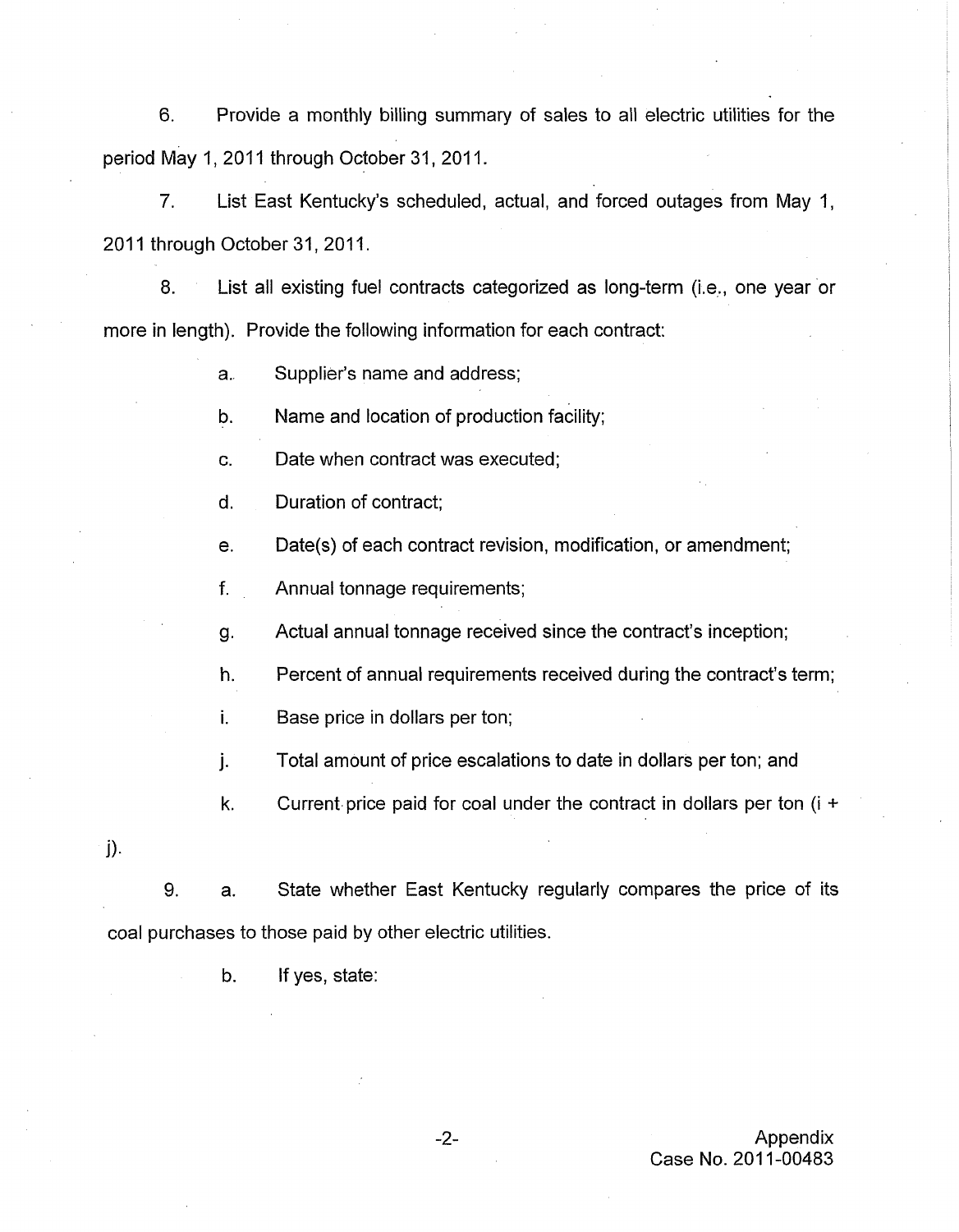6. Provide a monthly billing summary of sales to all electric utilities for the period May 1, 2011 through October 31, 2011.

7. List East Kentucky's scheduled, actual, and forced outages from May 1, 2011 through October 31, 2011.

8. List all existing fuel contracts categorized as long-term (i.e., one year or more in length). Provide the following information for each contract:

   a. Supplier's name and address;

   b. Name and location of production facility;

   c. Date when contract was executed;

   d. Duration of contract;

   e. Date(s) of each contract revision, modification, or amendment;

   f. Annual tonnage requirements;

   g. Actual annual tonnage received since the contract's inception;

   h. Percent of annual requirements received during the contract's term;

   i. Base price in dollars per ton;

   j. Total amount of price escalations to date in dollars per ton; and

   k. Current price paid for coal under the contract in dollars per ton (i + j).

9. a. State whether East Kentucky regularly compares the price of its coal purchases to those paid by other electric utilities.

   b. If yes, state:

Appendix
Case No. 2011-00483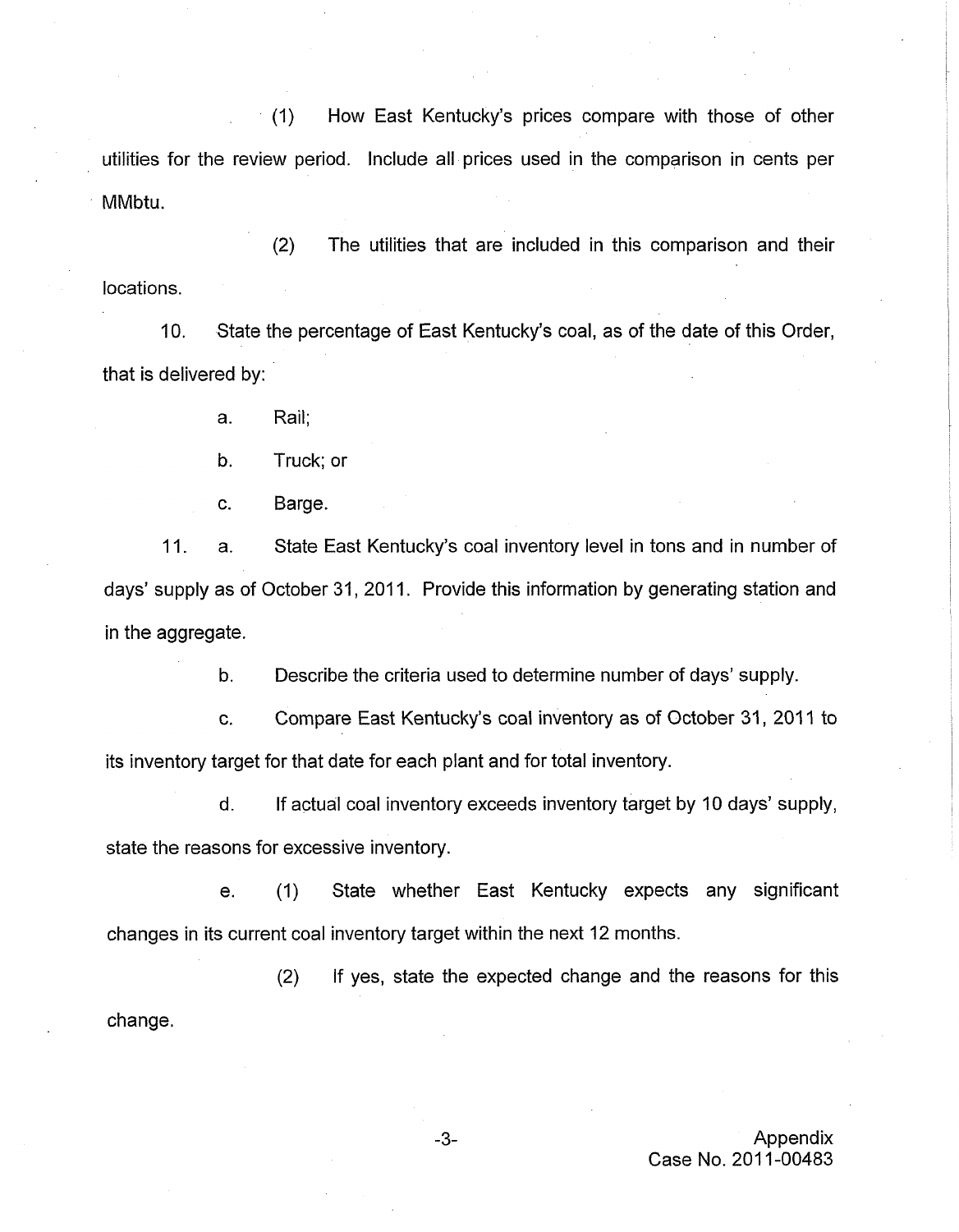(1) How East Kentucky's prices compare with those of other utilities for the review period. Include all prices used in the comparison in cents per MMbtu.

(2) The utilities that are included in this comparison and their locations.

10. State the percentage of East Kentucky's coal, as of the date of this Order, that is delivered by:

a. Rail;

b. Truck; or

c. Barge.

11. a. State East Kentucky's coal inventory level in tons and in number of days' supply as of October 31, 2011. Provide this information by generating station and in the aggregate.

b. Describe the criteria used to determine number of days' supply.

c. Compare East Kentucky's coal inventory as of October 31, 2011 to its inventory target for that date for each plant and for total inventory.

d. If actual coal inventory exceeds inventory target by 10 days' supply, state the reasons for excessive inventory.

e. (1) State whether East Kentucky expects any significant changes in its current coal inventory target within the next 12 months.

(2) If yes, state the expected change and the reasons for this change.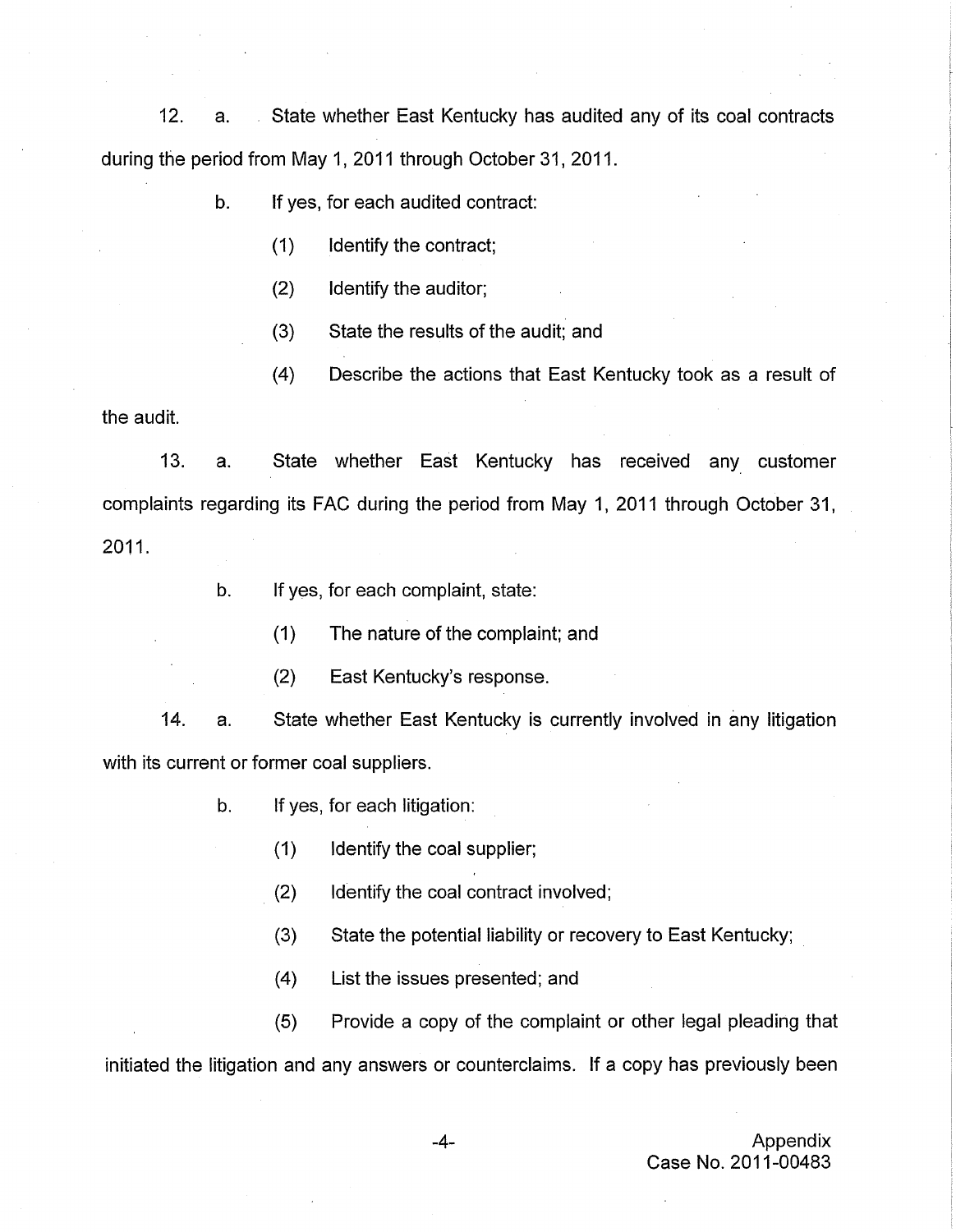12. a. State whether East Kentucky has audited any of its coal contracts during the period from May 1, 2011 through October 31, 2011.

    b. If yes, for each audited contract:

    (1) Identify the contract;

    (2) Identify the auditor;

    (3) State the results of the audit; and

    (4) Describe the actions that East Kentucky took as a result of the audit.

13. a. State whether East Kentucky has received any customer complaints regarding its FAC during the period from May 1, 2011 through October 31, 2011.

    b. If yes, for each complaint, state:

    (1) The nature of the complaint; and

    (2) East Kentucky's response.

14. a. State whether East Kentucky is currently involved in any litigation with its current or former coal suppliers.

    b. If yes, for each litigation:

    (1) Identify the coal supplier;

    (2) Identify the coal contract involved;

    (3) State the potential liability or recovery to East Kentucky;

    (4) List the issues presented; and

    (5) Provide a copy of the complaint or other legal pleading that initiated the litigation and any answers or counterclaims. If a copy has previously been

Appendix
Case No. 2011-00483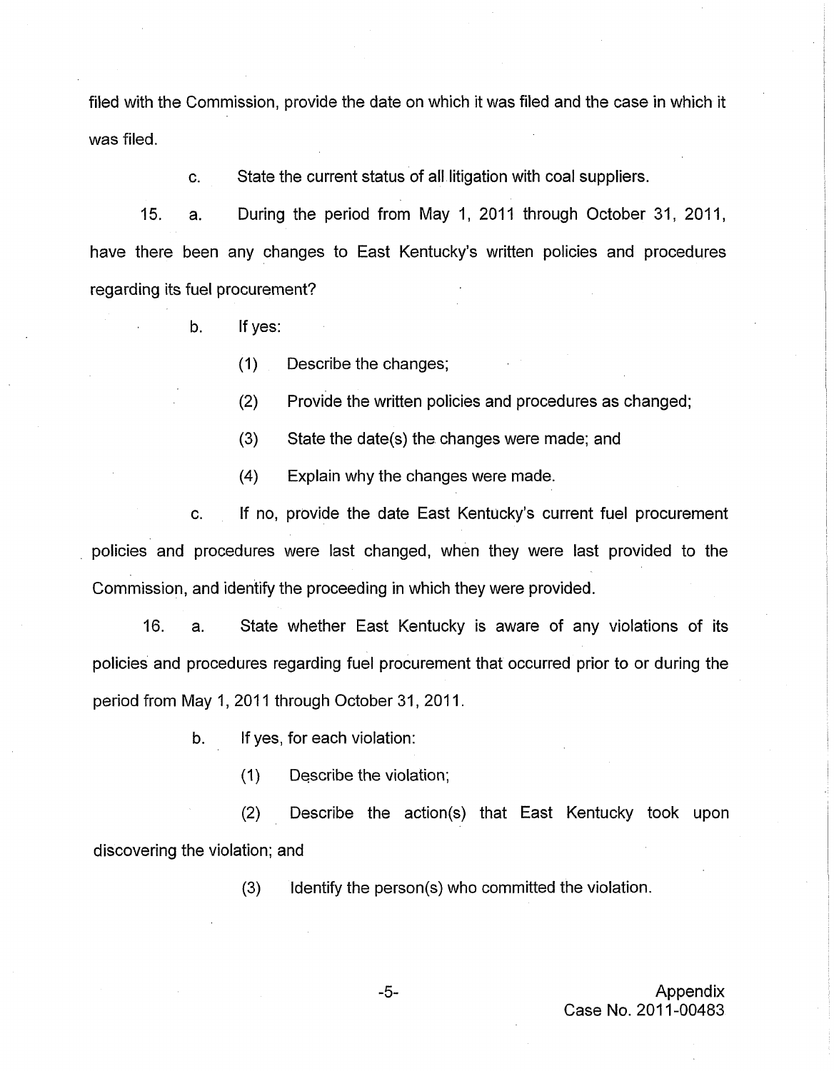filed with the Commission, provide the date on which it was filed and the case in which it was filed.

c. State the current status of all litigation with coal suppliers.

15. a. During the period from May 1, 2011 through October 31, 2011, have there been any changes to East Kentucky's written policies and procedures regarding its fuel procurement?

b. If yes:

(1) Describe the changes;

(2) Provide the written policies and procedures as changed;

(3) State the date(s) the changes were made; and

(4) Explain why the changes were made.

c. If no, provide the date East Kentucky's current fuel procurement policies and procedures were last changed, when they were last provided to the Commission, and identify the proceeding in which they were provided.

16. a. State whether East Kentucky is aware of any violations of its policies and procedures regarding fuel procurement that occurred prior to or during the period from May 1, 2011 through October 31, 2011.

b. If yes, for each violation:

(1) Describe the violation;

(2) Describe the action(s) that East Kentucky took upon discovering the violation; and

(3) Identify the person(s) who committed the violation.

Appendix
Case No. 2011-00483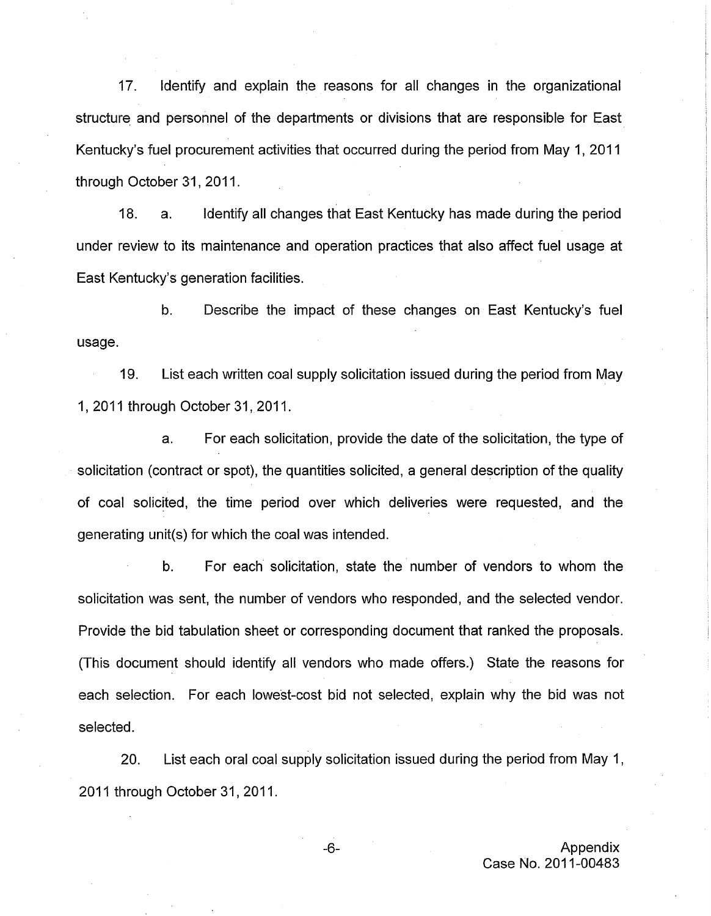17. Identify and explain the reasons for all changes in the organizational structure and personnel of the departments or divisions that are responsible for East Kentucky's fuel procurement activities that occurred during the period from May 1, 2011 through October 31, 2011.

18. a. Identify all changes that East Kentucky has made during the period under review to its maintenance and operation practices that also affect fuel usage at East Kentucky's generation facilities.

b. Describe the impact of these changes on East Kentucky's fuel usage.

19. List each written coal supply solicitation issued during the period from May 1, 2011 through October 31, 2011.

a. For each solicitation, provide the date of the solicitation, the type of solicitation (contract or spot), the quantities solicited, a general description of the quality of coal solicited, the time period over which deliveries were requested, and the generating unit(s) for which the coal was intended.

b. For each solicitation, state the number of vendors to whom the solicitation was sent, the number of vendors who responded, and the selected vendor. Provide the bid tabulation sheet or corresponding document that ranked the proposals. (This document should identify all vendors who made offers.) State the reasons for each selection. For each lowest-cost bid not selected, explain why the bid was not selected.

20. List each oral coal supply solicitation issued during the period from May 1, 2011 through October 31, 2011.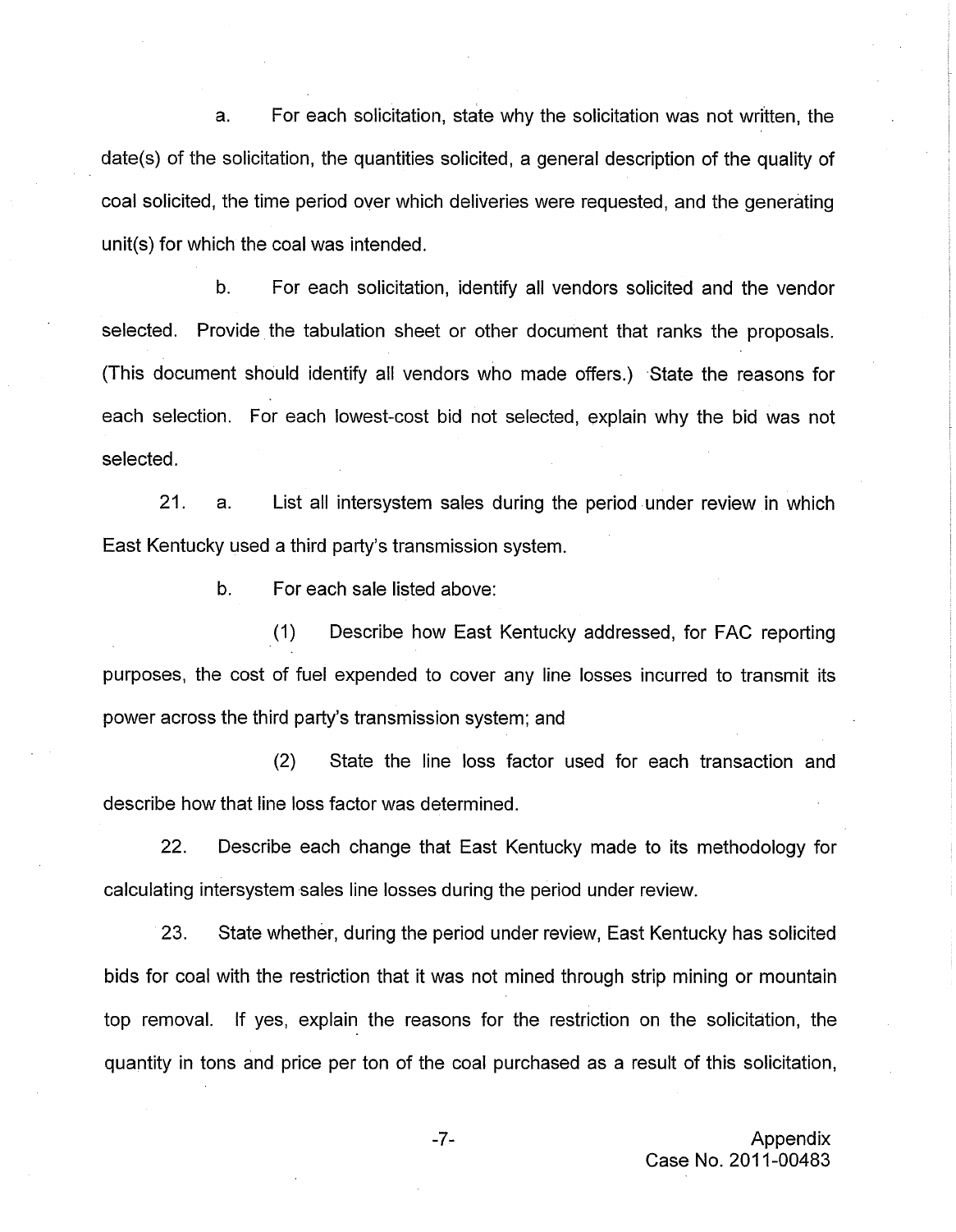a. For each solicitation, state why the solicitation was not written, the date(s) of the solicitation, the quantities solicited, a general description of the quality of coal solicited, the time period over which deliveries were requested, and the generating unit(s) for which the coal was intended.

b. For each solicitation, identify all vendors solicited and the vendor selected. Provide the tabulation sheet or other document that ranks the proposals. (This document should identify all vendors who made offers.) State the reasons for each selection. For each lowest-cost bid not selected, explain why the bid was not selected.

21. a. List all intersystem sales during the period under review in which East Kentucky used a third party's transmission system.

b. For each sale listed above:

(1) Describe how East Kentucky addressed, for FAC reporting purposes, the cost of fuel expended to cover any line losses incurred to transmit its power across the third party's transmission system; and

(2) State the line loss factor used for each transaction and describe how that line loss factor was determined.

22. Describe each change that East Kentucky made to its methodology for calculating intersystem sales line losses during the period under review.

23. State whether, during the period under review, East Kentucky has solicited bids for coal with the restriction that it was not mined through strip mining or mountain top removal. If yes, explain the reasons for the restriction on the solicitation, the quantity in tons and price per ton of the coal purchased as a result of this solicitation,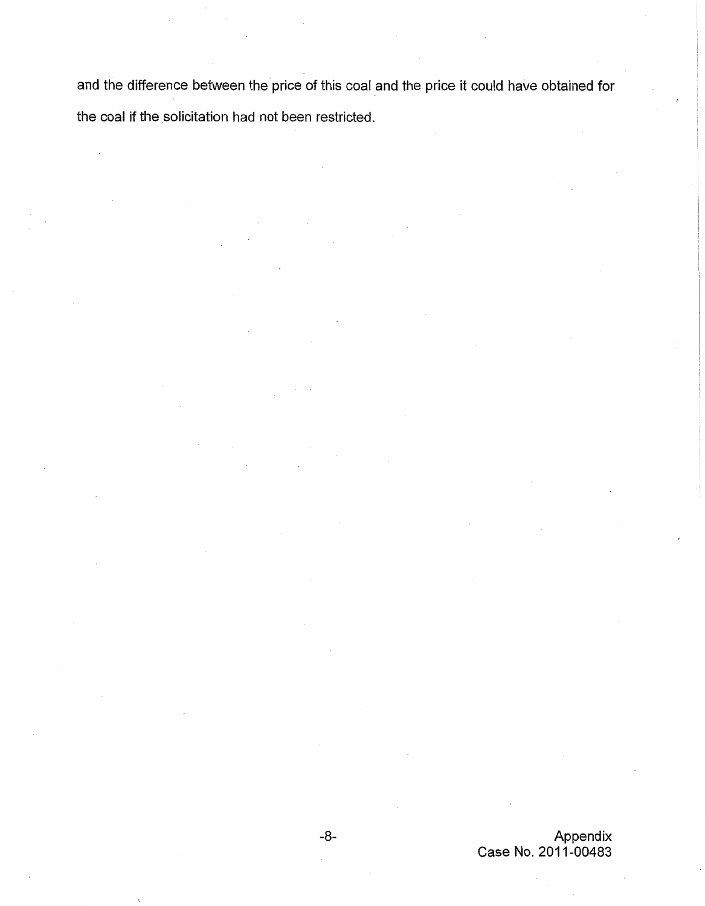and the difference between the price of this coal and the price it could have obtained for the coal if the solicitation had not been restricted.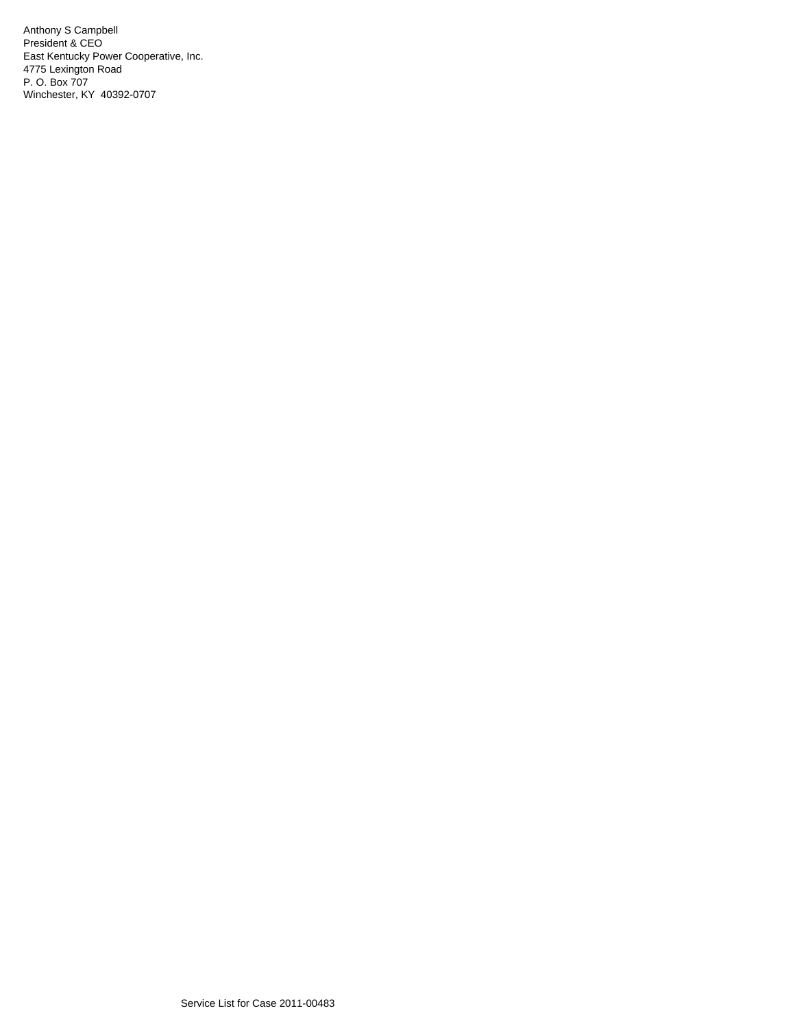Anthony S Campbell
President & CEO
East Kentucky Power Cooperative, Inc.
4775 Lexington Road
P. O. Box 707
Winchester, KY  40392-0707